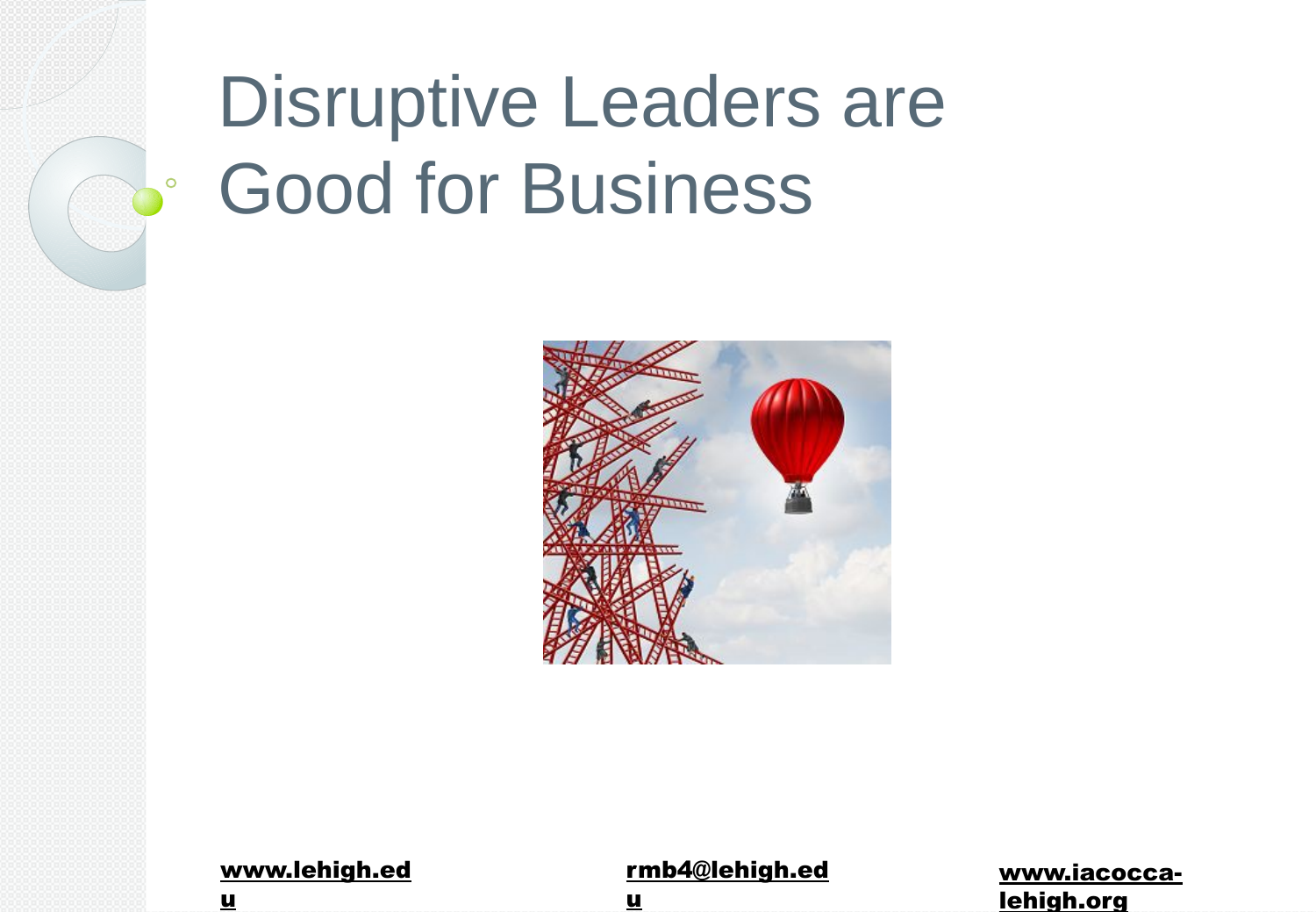# Disruptive Leaders are Good for Business

www.lehigh.edu

rmb4@lehigh.edu

www.iacocca-lehigh.org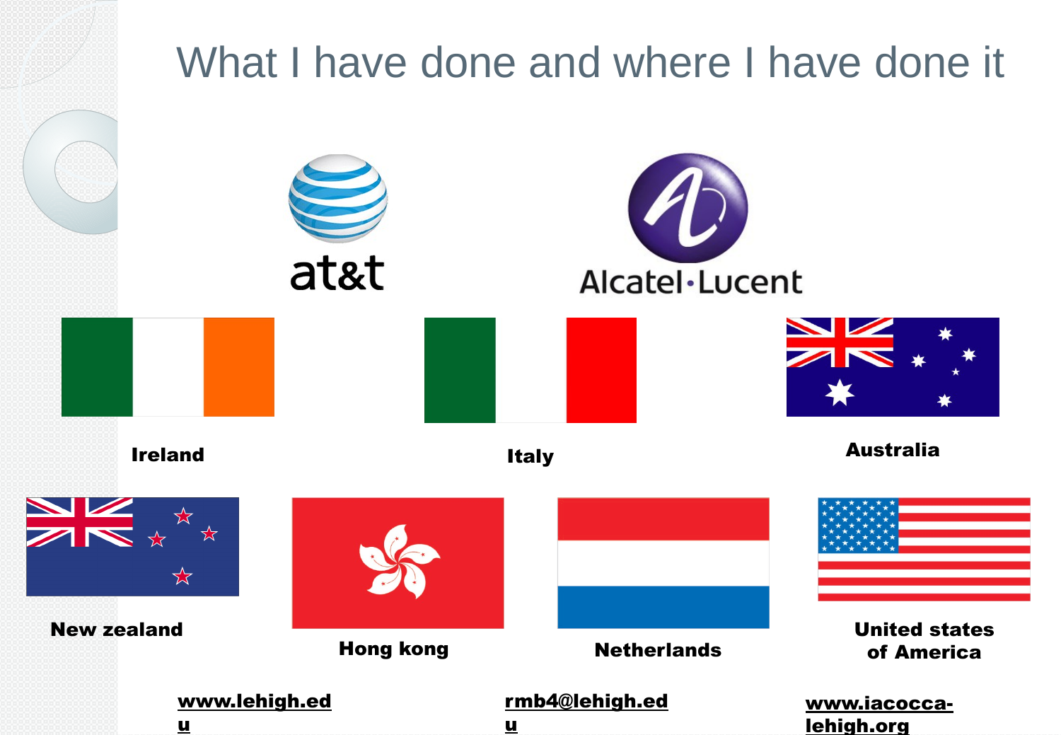# What I have done and where I have done it

at&t

Alcatel·Lucent

Ireland

Italy

Australia

New zealand

Hong kong

Netherlands

United states of America

www.lehigh.edu

rmb4@lehigh.edu

www.iacocca-lehigh.org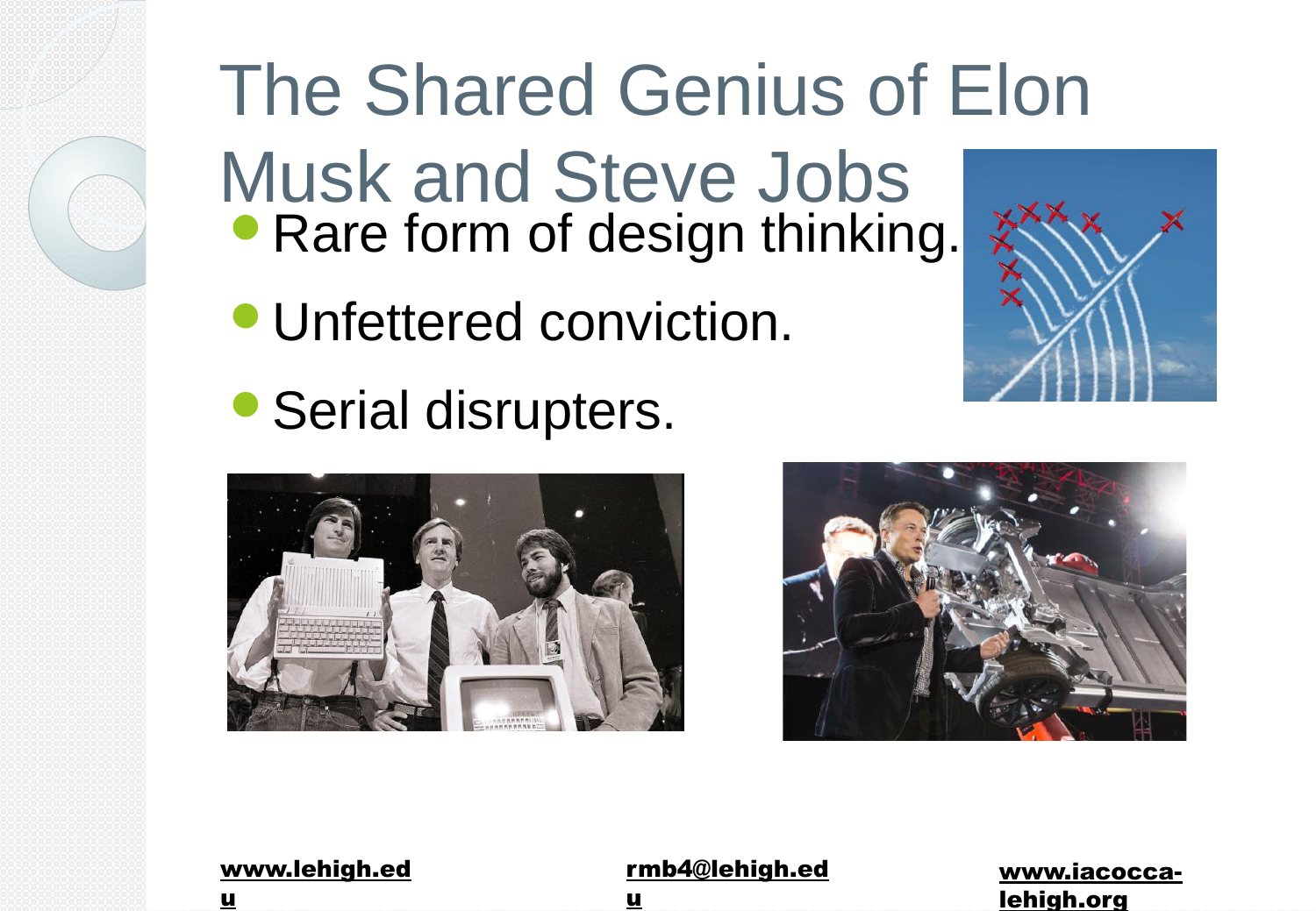# The Shared Genius of Elon Musk and Steve Jobs

- Rare form of design thinking.
- Unfettered conviction.
- Serial disrupters.

www.lehigh.edu

rmb4@lehigh.edu

www.iacocca-lehigh.org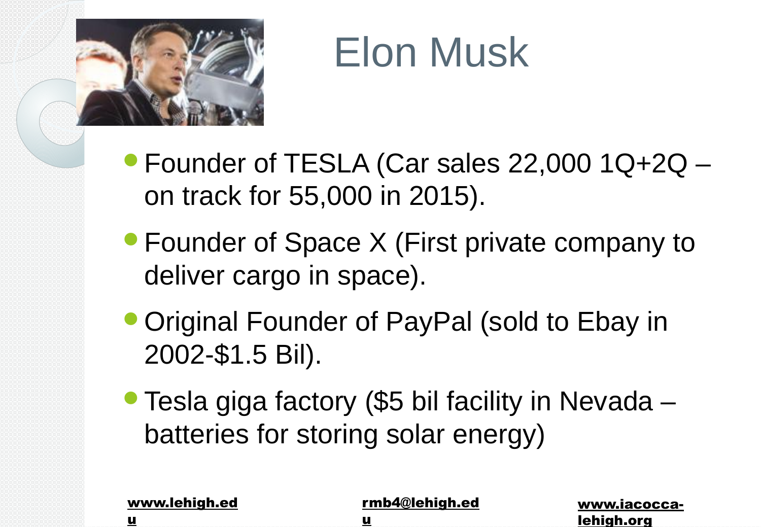# Elon Musk

- Founder of TESLA (Car sales 22,000 1Q+2Q – on track for 55,000 in 2015).
- Founder of Space X (First private company to deliver cargo in space).
- Original Founder of PayPal (sold to Ebay in 2002-$1.5 Bil).
- Tesla giga factory ($5 bil facility in Nevada – batteries for storing solar energy)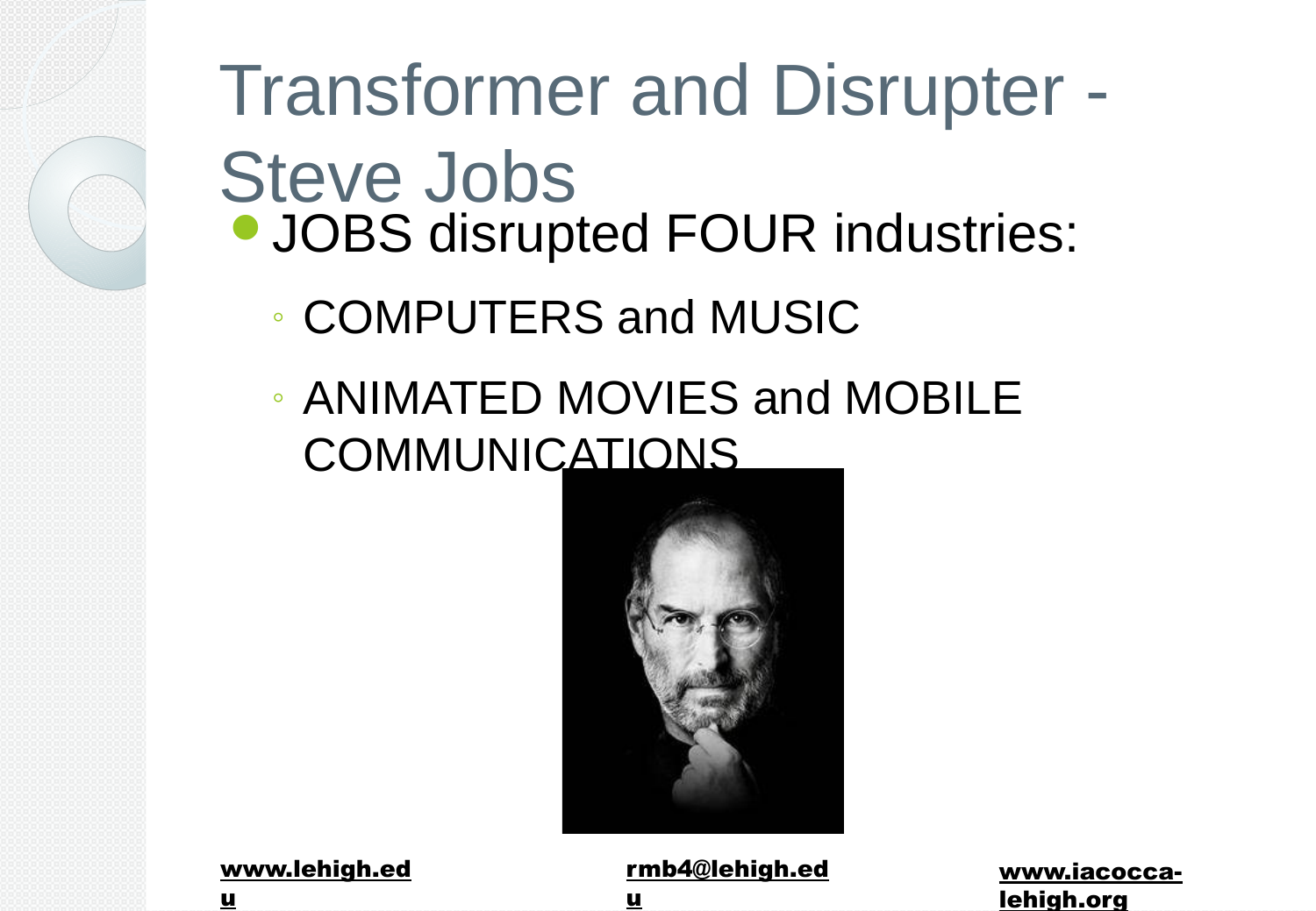# Transformer and Disrupter - Steve Jobs

- JOBS disrupted FOUR industries:
  - COMPUTERS and MUSIC
  - ANIMATED MOVIES and MOBILE COMMUNICATIONS

www.lehigh.edu rmb4@lehigh.edu www.iacocca-lehigh.org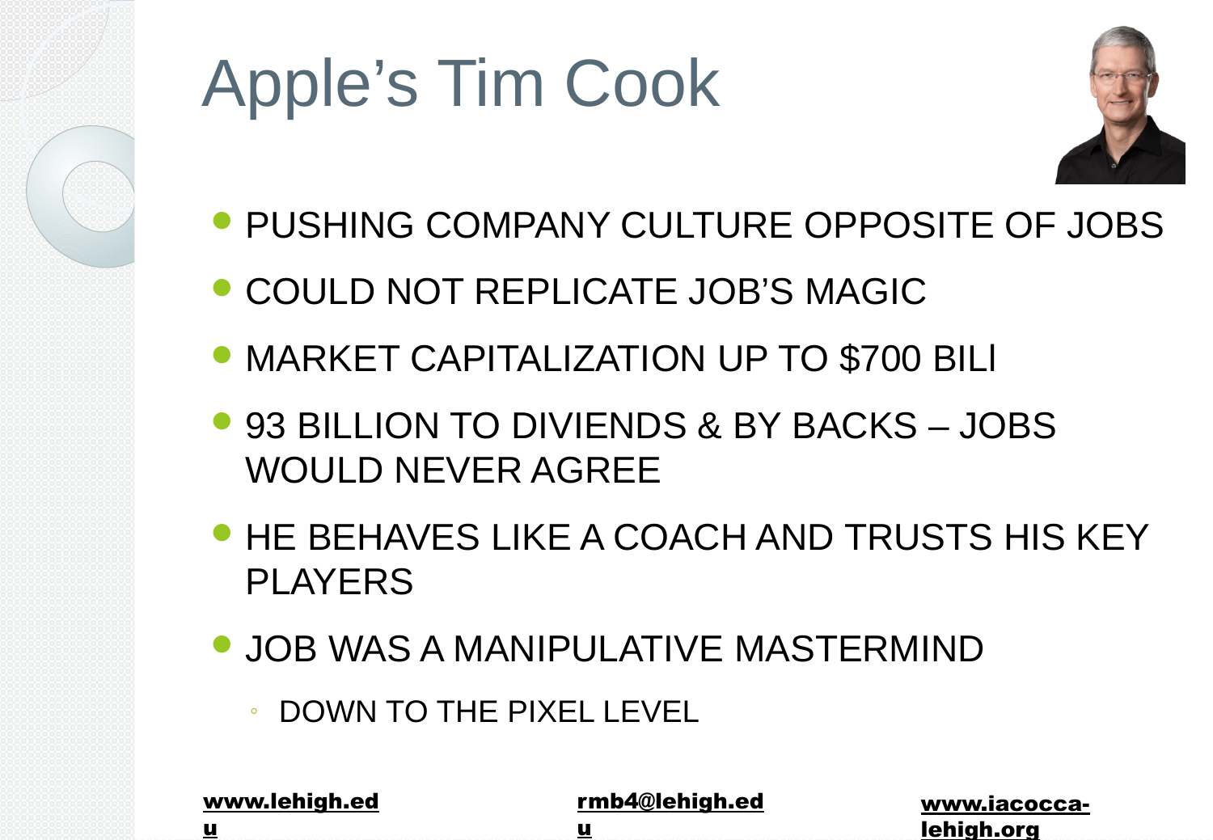# Apple's Tim Cook

- PUSHING COMPANY CULTURE OPPOSITE OF JOBS
- COULD NOT REPLICATE JOB'S MAGIC
- MARKET CAPITALIZATION UP TO $700 BILl
- 93 BILLION TO DIVIENDS & BY BACKS – JOBS WOULD NEVER AGREE
- HE BEHAVES LIKE A COACH AND TRUSTS HIS KEY PLAYERS
- JOB WAS A MANIPULATIVE MASTERMIND
  - DOWN TO THE PIXEL LEVEL

**www.lehigh.edu** **rmb4@lehigh.edu** **www.iacocca-lehigh.org**